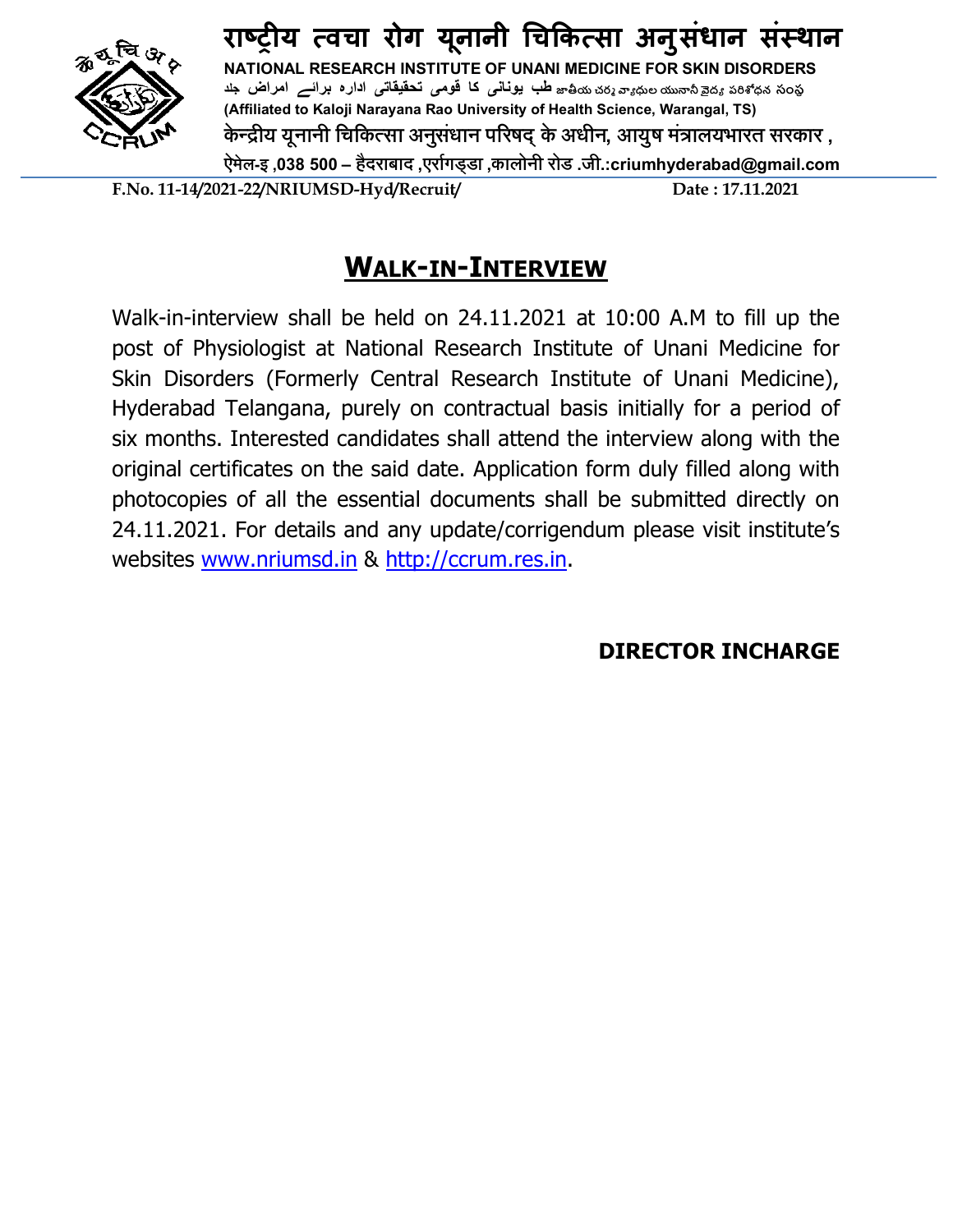# राष्ट्रीय त्वचा रोग यूनानी चिकित्सा अनुसंधान संस्थान

**NATIONAL RESEARCH INSTITUTE OF UNANI MEDICINE FOR SKIN DISORDERS**

**قومی تحقیقاتی ادارہ برائے امراض جلد طب یونانی کا** జాతీయ చర్మ వ్యాధుల యునానీ వైద్య పరిశోధన సంస్థ

**(Affiliated to Kaloji Narayana Rao University of Health Science, Warangal, TS)**

**केन्द्रीय यूनानी चिकित्सा अनुसंधान परिषद् के अधीन, आयुष मंत्रालयभारत सरकार ,**

**ऐमेल-इ ,038 500 – हैदराबाद ,एर्रागड्डा ,कालोनी रोड .जी.:criumhyderabad@gmail.com**

**F.No. 11-14/2021-22/NRIUMSD-Hyd/Recruit/** **Date : 17.11.2021**

## WALK-IN-INTERVIEW

Walk-in-interview shall be held on 24.11.2021 at 10:00 A.M to fill up the post of Physiologist at National Research Institute of Unani Medicine for Skin Disorders (Formerly Central Research Institute of Unani Medicine), Hyderabad Telangana, purely on contractual basis initially for a period of six months. Interested candidates shall attend the interview along with the original certificates on the said date. Application form duly filled along with photocopies of all the essential documents shall be submitted directly on 24.11.2021. For details and any update/corrigendum please visit institute's websites www.nriumsd.in & http://ccrum.res.in.

**DIRECTOR INCHARGE**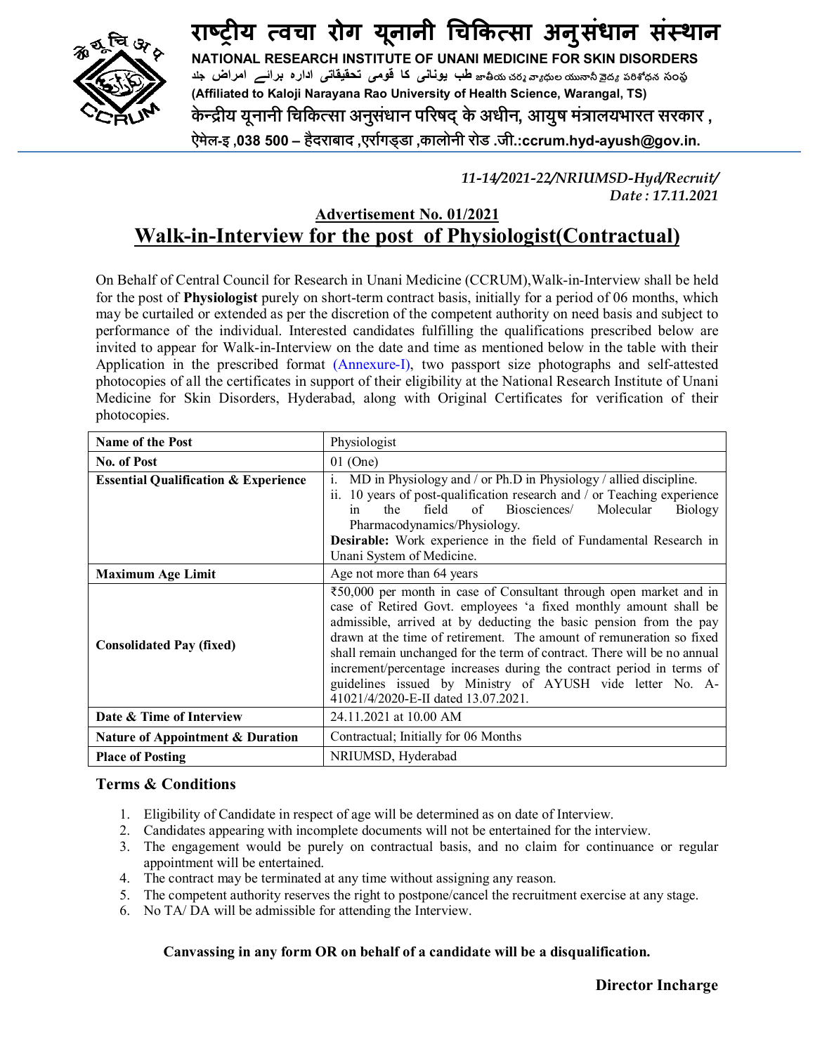# राष्ट्रीय त्वचा रोग यूनानी चिकित्सा अनुसंधान संस्थान

**NATIONAL RESEARCH INSTITUTE OF UNANI MEDICINE FOR SKIN DISORDERS**

طب یونانی کا قومی تحقیقاتی ادارہ برائے امراض جلد జాతీయ చర్మ వ్యాధుల యునానీ వైద్య పరిశోధన సంస్థ

**(Affiliated to Kaloji Narayana Rao University of Health Science, Warangal, TS)**

केन्द्रीय यूनानी चिकित्सा अनुसंधान परिषद् के अधीन, आयुष मंत्रालयभारत सरकार ,

ऐमेल-इ ,038 500 – हैदराबाद ,एर्रागड्डा ,कालोनी रोड .जी.:ccrum.hyd-ayush@gov.in.

*11-14/2021-22/NRIUMSD-Hyd/Recruit/*
*Date : 17.11.2021*

## Advertisement No. 01/2021

## Walk-in-Interview for the post of Physiologist(Contractual)

On Behalf of Central Council for Research in Unani Medicine (CCRUM),Walk-in-Interview shall be held for the post of **Physiologist** purely on short-term contract basis, initially for a period of 06 months, which may be curtailed or extended as per the discretion of the competent authority on need basis and subject to performance of the individual. Interested candidates fulfilling the qualifications prescribed below are invited to appear for Walk-in-Interview on the date and time as mentioned below in the table with their Application in the prescribed format (Annexure-I), two passport size photographs and self-attested photocopies of all the certificates in support of their eligibility at the National Research Institute of Unani Medicine for Skin Disorders, Hyderabad, along with Original Certificates for verification of their photocopies.

| **Name of the Post** | Physiologist |
|---|---|
| **No. of Post** | 01 (One) |
| **Essential Qualification & Experience** | i. MD in Physiology and / or Ph.D in Physiology / allied discipline. ii. 10 years of post-qualification research and / or Teaching experience in the field of Biosciences/ Molecular Biology Pharmacodynamics/Physiology. **Desirable:** Work experience in the field of Fundamental Research in Unani System of Medicine. |
| **Maximum Age Limit** | Age not more than 64 years |
| **Consolidated Pay (fixed)** | ₹50,000 per month in case of Consultant through open market and in case of Retired Govt. employees 'a fixed monthly amount shall be admissible, arrived at by deducting the basic pension from the pay drawn at the time of retirement. The amount of remuneration so fixed shall remain unchanged for the term of contract. There will be no annual increment/percentage increases during the contract period in terms of guidelines issued by Ministry of AYUSH vide letter No. A-41021/4/2020-E-II dated 13.07.2021. |
| **Date & Time of Interview** | 24.11.2021 at 10.00 AM |
| **Nature of Appointment & Duration** | Contractual; Initially for 06 Months |
| **Place of Posting** | NRIUMSD, Hyderabad |

### Terms & Conditions

1. Eligibility of Candidate in respect of age will be determined as on date of Interview.
2. Candidates appearing with incomplete documents will not be entertained for the interview.
3. The engagement would be purely on contractual basis, and no claim for continuance or regular appointment will be entertained.
4. The contract may be terminated at any time without assigning any reason.
5. The competent authority reserves the right to postpone/cancel the recruitment exercise at any stage.
6. No TA/ DA will be admissible for attending the Interview.

**Canvassing in any form OR on behalf of a candidate will be a disqualification.**

**Director Incharge**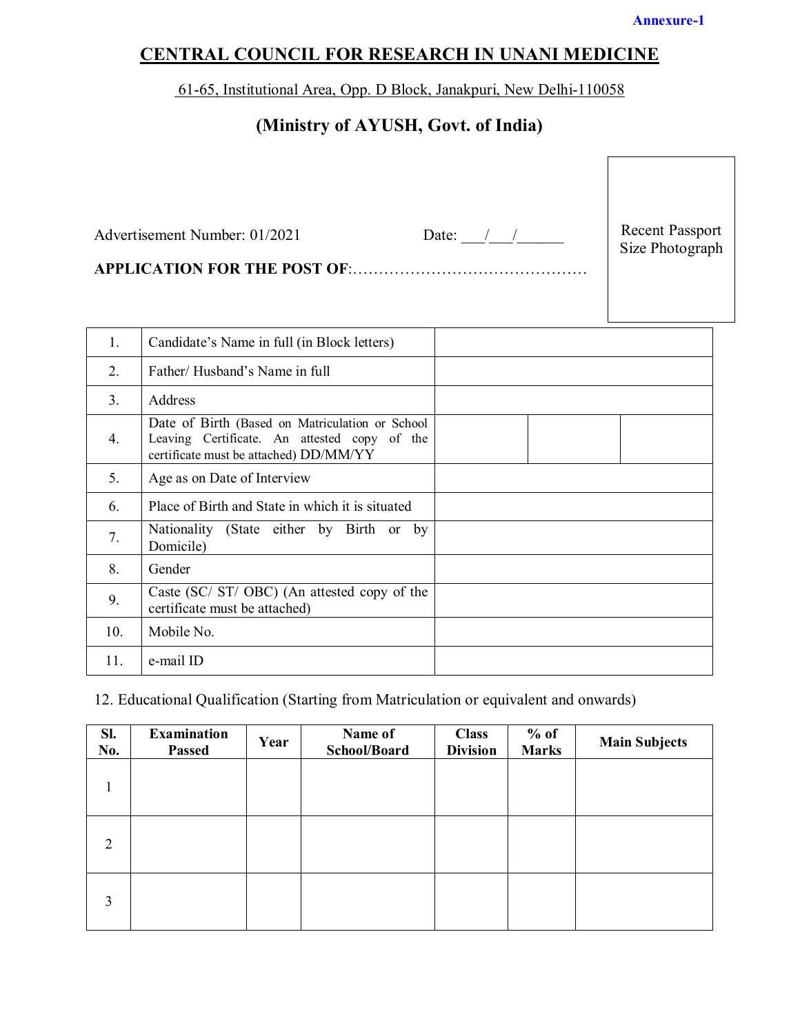Annexure-1

# CENTRAL COUNCIL FOR RESEARCH IN UNANI MEDICINE

61-65, Institutional Area, Opp. D Block, Janakpuri, New Delhi-110058

## (Ministry of AYUSH, Govt. of India)

Recent Passport Size Photograph

Advertisement Number: 01/2021 Date: \_\_\_/\_\_\_/\_\_\_\_\_\_

**APPLICATION FOR THE POST OF**:………………………………………

| | | | | |
|---|---|---|---|---|
| 1. | Candidate's Name in full (in Block letters) | | | |
| 2. | Father/ Husband's Name in full | | | |
| 3. | Address | | | |
| 4. | Date of Birth (Based on Matriculation or School Leaving Certificate. An attested copy of the certificate must be attached) DD/MM/YY | | | |
| 5. | Age as on Date of Interview | | | |
| 6. | Place of Birth and State in which it is situated | | | |
| 7. | Nationality (State either by Birth or by Domicile) | | | |
| 8. | Gender | | | |
| 9. | Caste (SC/ ST/ OBC) (An attested copy of the certificate must be attached) | | | |
| 10. | Mobile No. | | | |
| 11. | e-mail ID | | | |

12. Educational Qualification (Starting from Matriculation or equivalent and onwards)

| Sl. No. | Examination Passed | Year | Name of School/Board | Class Division | % of Marks | Main Subjects |
|---|---|---|---|---|---|---|
| 1 | | | | | | |
| 2 | | | | | | |
| 3 | | | | | | |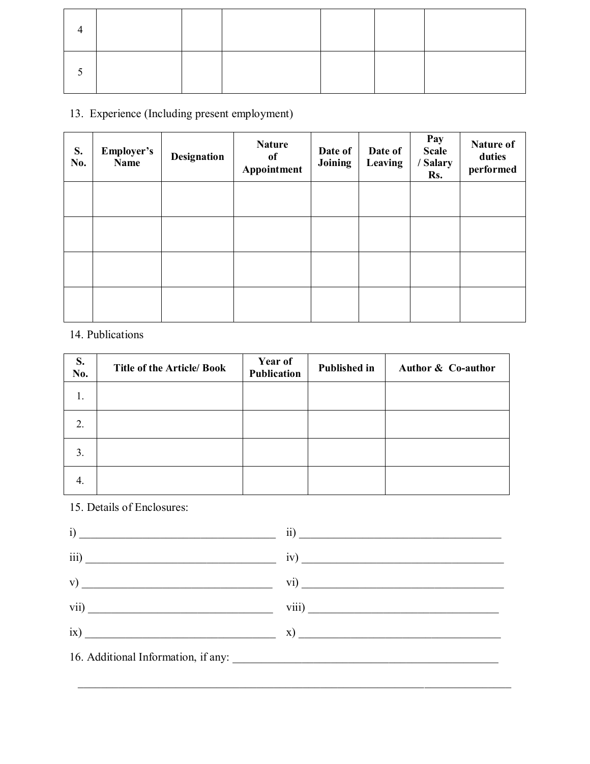| | | | | | | |
|---|---|---|---|---|---|---|
| 4 | | | | | | |
| 5 | | | | | | |

13. Experience (Including present employment)

| S. No. | Employer's Name | Designation | Nature of Appointment | Date of Joining | Date of Leaving | Pay Scale / Salary Rs. | Nature of duties performed |
|---|---|---|---|---|---|---|---|
| | | | | | | | |
| | | | | | | | |
| | | | | | | | |
| | | | | | | | |

14. Publications

| S. No. | Title of the Article/ Book | Year of Publication | Published in | Author & Co-author |
|---|---|---|---|---|
| 1. | | | | |
| 2. | | | | |
| 3. | | | | |
| 4. | | | | |

15. Details of Enclosures:

i) ___________________________________ ii) ___________________________________

iii) ___________________________________ iv) ___________________________________

v) ___________________________________ vi) ___________________________________

vii) ___________________________________ viii) ___________________________________

ix) ___________________________________ x) ___________________________________

16. Additional Information, if any: ___________________________________________

_____________________________________________________________________________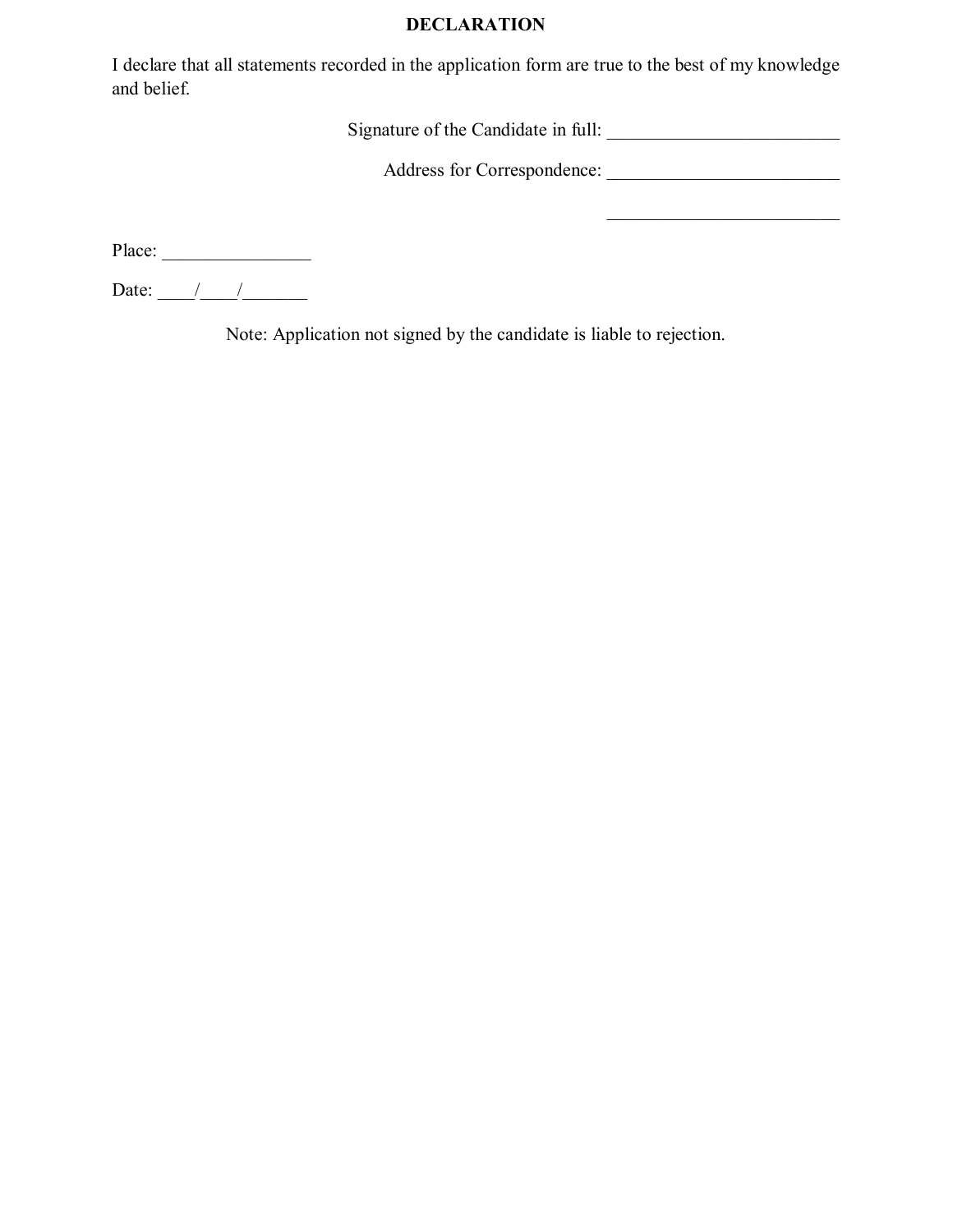## DECLARATION

I declare that all statements recorded in the application form are true to the best of my knowledge and belief.

Signature of the Candidate in full: _________________________

Address for Correspondence: _________________________

_________________________

Place: ________________

Date: ____/____/_______

Note: Application not signed by the candidate is liable to rejection.